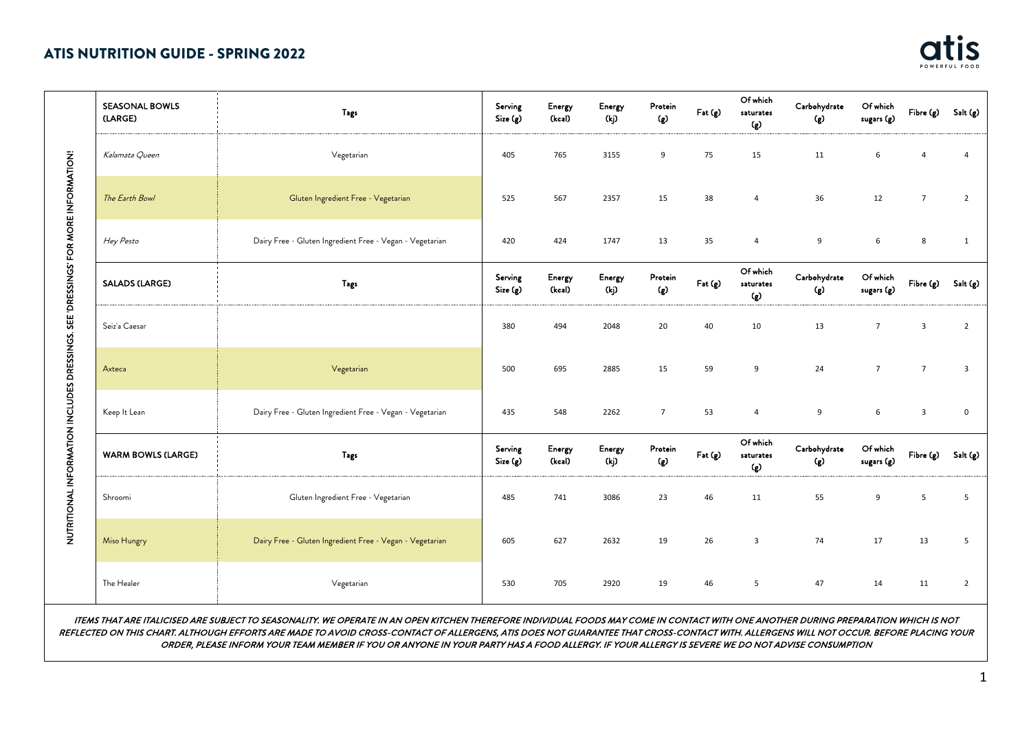# ATIS NUTRITION GUIDE - SPRING 2022

NUTRITIONAL INFORMATION INCLUDES DRESSINGS. SEE 'DRESSINGS' FOR MORE INFORMATION!

| SEASONAL BOWLS (LARGE) | Tags | Serving Size (g) | Energy (kcal) | Energy (kj) | Protein (g) | Fat (g) | Of which saturates (g) | Carbohydrate (g) | Of which sugars (g) | Fibre (g) | Salt (g) |
|---|---|---|---|---|---|---|---|---|---|---|---|
| *Kalamata Queen* | Vegetarian | 405 | 765 | 3155 | 9 | 75 | 15 | 11 | 6 | 4 | 4 |
| *The Earth Bowl* | Gluten Ingredient Free - Vegetarian | 525 | 567 | 2357 | 15 | 38 | 4 | 36 | 12 | 7 | 2 |
| *Hey Pesto* | Dairy Free - Gluten Ingredient Free - Vegan - Vegetarian | 420 | 424 | 1747 | 13 | 35 | 4 | 9 | 6 | 8 | 1 |

| SALADS (LARGE) | Tags | Serving Size (g) | Energy (kcal) | Energy (kj) | Protein (g) | Fat (g) | Of which saturates (g) | Carbohydrate (g) | Of which sugars (g) | Fibre (g) | Salt (g) |
|---|---|---|---|---|---|---|---|---|---|---|---|
| Seiz'a Caesar | | 380 | 494 | 2048 | 20 | 40 | 10 | 13 | 7 | 3 | 2 |
| Axteca | Vegetarian | 500 | 695 | 2885 | 15 | 59 | 9 | 24 | 7 | 7 | 3 |
| Keep It Lean | Dairy Free - Gluten Ingredient Free - Vegan - Vegetarian | 435 | 548 | 2262 | 7 | 53 | 4 | 9 | 6 | 3 | 0 |

| WARM BOWLS (LARGE) | Tags | Serving Size (g) | Energy (kcal) | Energy (kj) | Protein (g) | Fat (g) | Of which saturates (g) | Carbohydrate (g) | Of which sugars (g) | Fibre (g) | Salt (g) |
|---|---|---|---|---|---|---|---|---|---|---|---|
| Shroomi | Gluten Ingredient Free - Vegetarian | 485 | 741 | 3086 | 23 | 46 | 11 | 55 | 9 | 5 | 5 |
| Miso Hungry | Dairy Free - Gluten Ingredient Free - Vegan - Vegetarian | 605 | 627 | 2632 | 19 | 26 | 3 | 74 | 17 | 13 | 5 |
| The Healer | Vegetarian | 530 | 705 | 2920 | 19 | 46 | 5 | 47 | 14 | 11 | 2 |

***ITEMS THAT ARE ITALICISED ARE SUBJECT TO SEASONALITY. WE OPERATE IN AN OPEN KITCHEN THEREFORE INDIVIDUAL FOODS MAY COME IN CONTACT WITH ONE ANOTHER DURING PREPARATION WHICH IS NOT REFLECTED ON THIS CHART. ALTHOUGH EFFORTS ARE MADE TO AVOID CROSS-CONTACT OF ALLERGENS, ATIS DOES NOT GUARANTEE THAT CROSS-CONTACT WITH. ALLERGENS WILL NOT OCCUR. BEFORE PLACING YOUR ORDER, PLEASE INFORM YOUR TEAM MEMBER IF YOU OR ANYONE IN YOUR PARTY HAS A FOOD ALLERGY. IF YOUR ALLERGY IS SEVERE WE DO NOT ADVISE CONSUMPTION***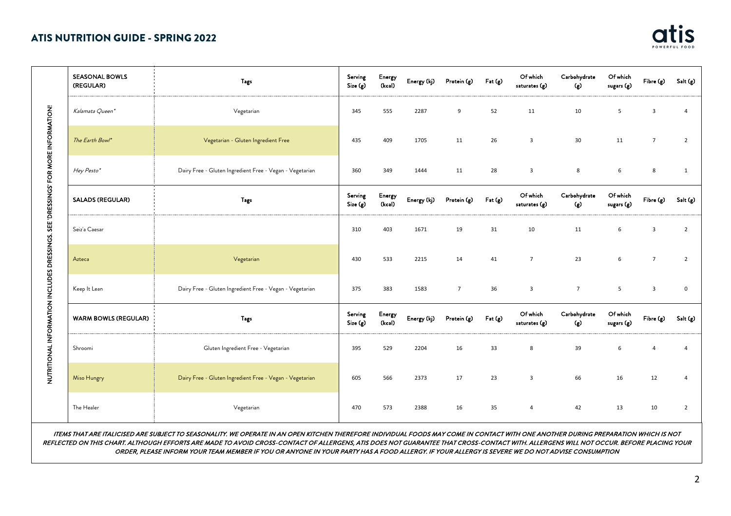## ATIS NUTRITION GUIDE - SPRING 2022

NUTRITIONAL INFORMATION INCLUDES DRESSINGS. SEE 'DRESSINGS' FOR MORE INFORMATION!

| SEASONAL BOWLS (REGULAR) | Tags | Serving Size (g) | Energy (kcal) | Energy (kj) | Protein (g) | Fat (g) | Of which saturates (g) | Carbohydrate (g) | Of which sugars (g) | Fibre (g) | Salt (g) |
|---|---|---|---|---|---|---|---|---|---|---|---|
| *Kalamata Queen** | Vegetarian | 345 | 555 | 2287 | 9 | 52 | 11 | 10 | 5 | 3 | 4 |
| *The Earth Bowl** | Vegetarian - Gluten Ingredient Free | 435 | 409 | 1705 | 11 | 26 | 3 | 30 | 11 | 7 | 2 |
| *Hey Pesto** | Dairy Free - Gluten Ingredient Free - Vegan - Vegetarian | 360 | 349 | 1444 | 11 | 28 | 3 | 8 | 6 | 8 | 1 |

| SALADS (REGULAR) | Tags | Serving Size (g) | Energy (kcal) | Energy (kj) | Protein (g) | Fat (g) | Of which saturates (g) | Carbohydrate (g) | Of which sugars (g) | Fibre (g) | Salt (g) |
|---|---|---|---|---|---|---|---|---|---|---|---|
| Seiz'a Caesar | | 310 | 403 | 1671 | 19 | 31 | 10 | 11 | 6 | 3 | 2 |
| Azteca | Vegetarian | 430 | 533 | 2215 | 14 | 41 | 7 | 23 | 6 | 7 | 2 |
| Keep It Lean | Dairy Free - Gluten Ingredient Free - Vegan - Vegetarian | 375 | 383 | 1583 | 7 | 36 | 3 | 7 | 5 | 3 | 0 |

| WARM BOWLS (REGULAR) | Tags | Serving Size (g) | Energy (kcal) | Energy (kj) | Protein (g) | Fat (g) | Of which saturates (g) | Carbohydrate (g) | Of which sugars (g) | Fibre (g) | Salt (g) |
|---|---|---|---|---|---|---|---|---|---|---|---|
| Shroomi | Gluten Ingredient Free - Vegetarian | 395 | 529 | 2204 | 16 | 33 | 8 | 39 | 6 | 4 | 4 |
| Miso Hungry | Dairy Free - Gluten Ingredient Free - Vegan - Vegetarian | 605 | 566 | 2373 | 17 | 23 | 3 | 66 | 16 | 12 | 4 |
| The Healer | Vegetarian | 470 | 573 | 2388 | 16 | 35 | 4 | 42 | 13 | 10 | 2 |

***ITEMS THAT ARE ITALICISED ARE SUBJECT TO SEASONALITY. WE OPERATE IN AN OPEN KITCHEN THEREFORE INDIVIDUAL FOODS MAY COME IN CONTACT WITH ONE ANOTHER DURING PREPARATION WHICH IS NOT REFLECTED ON THIS CHART. ALTHOUGH EFFORTS ARE MADE TO AVOID CROSS-CONTACT OF ALLERGENS, ATIS DOES NOT GUARANTEE THAT CROSS-CONTACT WITH. ALLERGENS WILL NOT OCCUR. BEFORE PLACING YOUR ORDER, PLEASE INFORM YOUR TEAM MEMBER IF YOU OR ANYONE IN YOUR PARTY HAS A FOOD ALLERGY. IF YOUR ALLERGY IS SEVERE WE DO NOT ADVISE CONSUMPTION***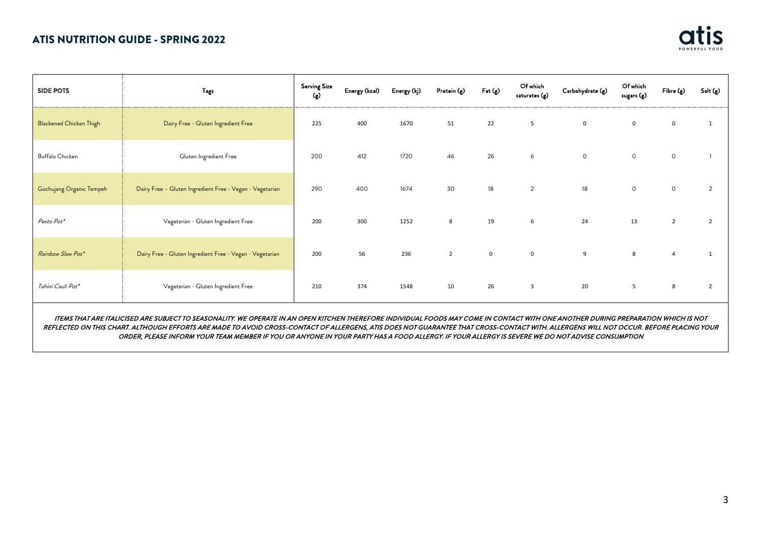# ATIS NUTRITION GUIDE - SPRING 2022

| SIDE POTS | Tags | Serving Size (g) | Energy (kcal) | Energy (kj) | Protein (g) | Fat (g) | Of which saturates (g) | Carbohydrate (g) | Of which sugars (g) | Fibre (g) | Salt (g) |
|---|---|---|---|---|---|---|---|---|---|---|---|
| Blackened Chicken Thigh | Dairy Free - Gluten Ingredient Free | 225 | 400 | 1670 | 51 | 22 | 5 | 0 | 0 | 0 | 1 |
| Buffalo Chicken | Gluten Ingredient Free | 200 | 412 | 1720 | 46 | 26 | 6 | 0 | 0 | 0 | 1 |
| Gochujang Organic Tempeh | Dairy Free – Gluten Ingredient Free - Vegan - Vegetarian | 290 | 400 | 1674 | 30 | 18 | 2 | 18 | 0 | 0 | 2 |
| *Pesto Pot** | Vegetarian - Gluten Ingredient Free | 200 | 300 | 1252 | 8 | 19 | 6 | 24 | 13 | 2 | 2 |
| *Rainbow Slaw Pot** | Dairy Free - Gluten Ingredient Free - Vegan - Vegetarian | 200 | 56 | 236 | 2 | 0 | 0 | 9 | 8 | 4 | 1 |
| *Tahini Cauli Pot** | Vegetarian - Gluten Ingredient Free | 210 | 374 | 1548 | 10 | 26 | 3 | 20 | 5 | 8 | 2 |

***ITEMS THAT ARE ITALICISED ARE SUBJECT TO SEASONALITY. WE OPERATE IN AN OPEN KITCHEN THEREFORE INDIVIDUAL FOODS MAY COME IN CONTACT WITH ONE ANOTHER DURING PREPARATION WHICH IS NOT REFLECTED ON THIS CHART. ALTHOUGH EFFORTS ARE MADE TO AVOID CROSS-CONTACT OF ALLERGENS, ATIS DOES NOT GUARANTEE THAT CROSS-CONTACT WITH. ALLERGENS WILL NOT OCCUR. BEFORE PLACING YOUR ORDER, PLEASE INFORM YOUR TEAM MEMBER IF YOU OR ANYONE IN YOUR PARTY HAS A FOOD ALLERGY. IF YOUR ALLERGY IS SEVERE WE DO NOT ADVISE CONSUMPTION***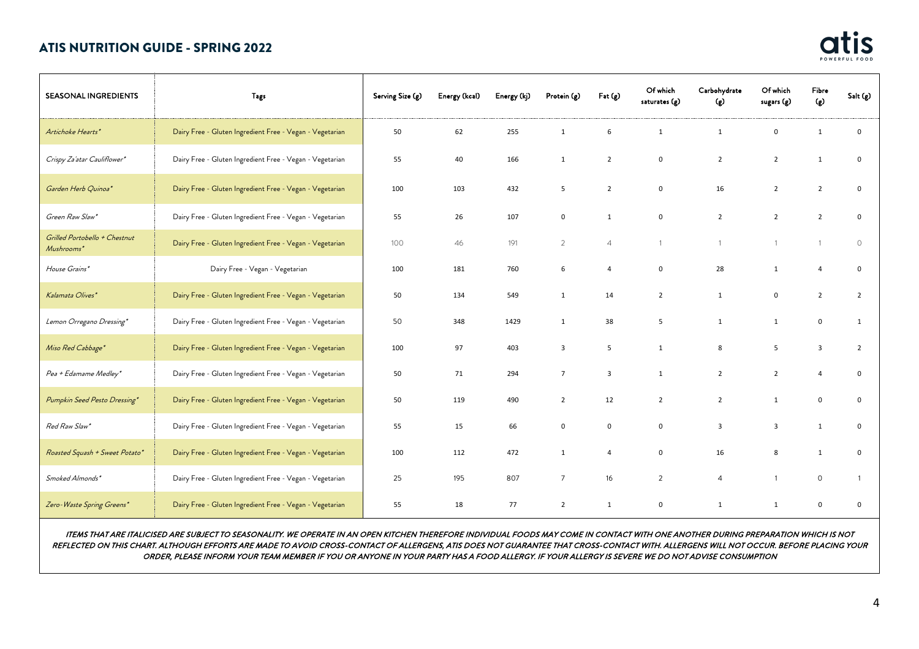# ATIS NUTRITION GUIDE - SPRING 2022

| SEASONAL INGREDIENTS | Tags | Serving Size (g) | Energy (kcal) | Energy (kj) | Protein (g) | Fat (g) | Of which saturates (g) | Carbohydrate (g) | Of which sugars (g) | Fibre (g) | Salt (g) |
|---|---|---|---|---|---|---|---|---|---|---|---|
| *Artichoke Hearts** | Dairy Free - Gluten Ingredient Free - Vegan - Vegetarian | 50 | 62 | 255 | 1 | 6 | 1 | 1 | 0 | 1 | 0 |
| *Crispy Za'atar Cauliflower** | Dairy Free - Gluten Ingredient Free - Vegan - Vegetarian | 55 | 40 | 166 | 1 | 2 | 0 | 2 | 2 | 1 | 0 |
| *Garden Herb Quinoa** | Dairy Free - Gluten Ingredient Free - Vegan - Vegetarian | 100 | 103 | 432 | 5 | 2 | 0 | 16 | 2 | 2 | 0 |
| *Green Raw Slaw** | Dairy Free - Gluten Ingredient Free - Vegan - Vegetarian | 55 | 26 | 107 | 0 | 1 | 0 | 2 | 2 | 2 | 0 |
| *Grilled Portobello + Chestnut Mushrooms** | Dairy Free - Gluten Ingredient Free - Vegan - Vegetarian | 100 | 46 | 191 | 2 | 4 | 1 | 1 | 1 | 1 | 0 |
| *House Grains** | Dairy Free - Vegan - Vegetarian | 100 | 181 | 760 | 6 | 4 | 0 | 28 | 1 | 4 | 0 |
| *Kalamata Olives** | Dairy Free - Gluten Ingredient Free - Vegan - Vegetarian | 50 | 134 | 549 | 1 | 14 | 2 | 1 | 0 | 2 | 2 |
| *Lemon Orregano Dressing** | Dairy Free - Gluten Ingredient Free - Vegan - Vegetarian | 50 | 348 | 1429 | 1 | 38 | 5 | 1 | 1 | 0 | 1 |
| *Miso Red Cabbage** | Dairy Free - Gluten Ingredient Free - Vegan - Vegetarian | 100 | 97 | 403 | 3 | 5 | 1 | 8 | 5 | 3 | 2 |
| *Pea + Edamame Medley** | Dairy Free - Gluten Ingredient Free - Vegan - Vegetarian | 50 | 71 | 294 | 7 | 3 | 1 | 2 | 2 | 4 | 0 |
| *Pumpkin Seed Pesto Dressing** | Dairy Free - Gluten Ingredient Free - Vegan - Vegetarian | 50 | 119 | 490 | 2 | 12 | 2 | 2 | 1 | 0 | 0 |
| *Red Raw Slaw** | Dairy Free - Gluten Ingredient Free - Vegan - Vegetarian | 55 | 15 | 66 | 0 | 0 | 0 | 3 | 3 | 1 | 0 |
| *Roasted Squash + Sweet Potato** | Dairy Free - Gluten Ingredient Free - Vegan - Vegetarian | 100 | 112 | 472 | 1 | 4 | 0 | 16 | 8 | 1 | 0 |
| *Smoked Almonds** | Dairy Free - Gluten Ingredient Free - Vegan - Vegetarian | 25 | 195 | 807 | 7 | 16 | 2 | 4 | 1 | 0 | 1 |
| *Zero-Waste Spring Greens** | Dairy Free - Gluten Ingredient Free - Vegan - Vegetarian | 55 | 18 | 77 | 2 | 1 | 0 | 1 | 1 | 0 | 0 |

***ITEMS THAT ARE ITALICISED ARE SUBJECT TO SEASONALITY. WE OPERATE IN AN OPEN KITCHEN THEREFORE INDIVIDUAL FOODS MAY COME IN CONTACT WITH ONE ANOTHER DURING PREPARATION WHICH IS NOT REFLECTED ON THIS CHART. ALTHOUGH EFFORTS ARE MADE TO AVOID CROSS-CONTACT OF ALLERGENS, ATIS DOES NOT GUARANTEE THAT CROSS-CONTACT WITH. ALLERGENS WILL NOT OCCUR. BEFORE PLACING YOUR ORDER, PLEASE INFORM YOUR TEAM MEMBER IF YOU OR ANYONE IN YOUR PARTY HAS A FOOD ALLERGY. IF YOUR ALLERGY IS SEVERE WE DO NOT ADVISE CONSUMPTION***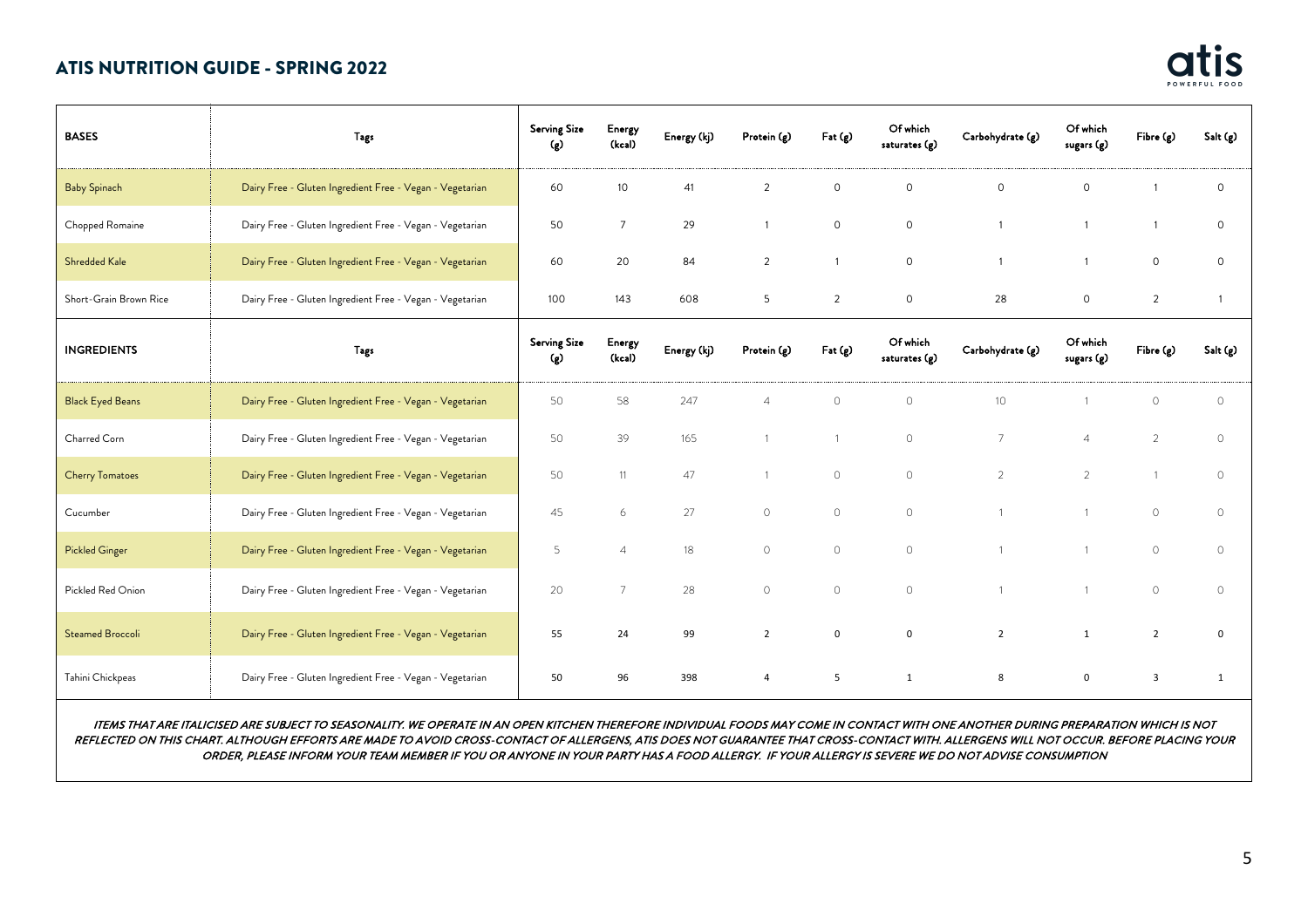# ATIS NUTRITION GUIDE - SPRING 2022

| BASES | Tags | Serving Size (g) | Energy (kcal) | Energy (kj) | Protein (g) | Fat (g) | Of which saturates (g) | Carbohydrate (g) | Of which sugars (g) | Fibre (g) | Salt (g) |
|---|---|---|---|---|---|---|---|---|---|---|---|
| Baby Spinach | Dairy Free - Gluten Ingredient Free - Vegan - Vegetarian | 60 | 10 | 41 | 2 | 0 | 0 | 0 | 0 | 1 | 0 |
| Chopped Romaine | Dairy Free - Gluten Ingredient Free - Vegan - Vegetarian | 50 | 7 | 29 | 1 | 0 | 0 | 1 | 1 | 1 | 0 |
| Shredded Kale | Dairy Free - Gluten Ingredient Free - Vegan - Vegetarian | 60 | 20 | 84 | 2 | 1 | 0 | 1 | 1 | 0 | 0 |
| Short-Grain Brown Rice | Dairy Free - Gluten Ingredient Free - Vegan - Vegetarian | 100 | 143 | 608 | 5 | 2 | 0 | 28 | 0 | 2 | 1 |
| **INGREDIENTS** | **Tags** | **Serving Size (g)** | **Energy (kcal)** | **Energy (kj)** | **Protein (g)** | **Fat (g)** | **Of which saturates (g)** | **Carbohydrate (g)** | **Of which sugars (g)** | **Fibre (g)** | **Salt (g)** |
| Black Eyed Beans | Dairy Free - Gluten Ingredient Free - Vegan - Vegetarian | 50 | 58 | 247 | 4 | 0 | 0 | 10 | 1 | 0 | 0 |
| Charred Corn | Dairy Free - Gluten Ingredient Free - Vegan - Vegetarian | 50 | 39 | 165 | 1 | 1 | 0 | 7 | 4 | 2 | 0 |
| Cherry Tomatoes | Dairy Free - Gluten Ingredient Free - Vegan - Vegetarian | 50 | 11 | 47 | 1 | 0 | 0 | 2 | 2 | 1 | 0 |
| Cucumber | Dairy Free - Gluten Ingredient Free - Vegan - Vegetarian | 45 | 6 | 27 | 0 | 0 | 0 | 1 | 1 | 0 | 0 |
| Pickled Ginger | Dairy Free - Gluten Ingredient Free - Vegan - Vegetarian | 5 | 4 | 18 | 0 | 0 | 0 | 1 | 1 | 0 | 0 |
| Pickled Red Onion | Dairy Free - Gluten Ingredient Free - Vegan - Vegetarian | 20 | 7 | 28 | 0 | 0 | 0 | 1 | 1 | 0 | 0 |
| Steamed Broccoli | Dairy Free - Gluten Ingredient Free - Vegan - Vegetarian | 55 | 24 | 99 | 2 | 0 | 0 | 2 | 1 | 2 | 0 |
| Tahini Chickpeas | Dairy Free - Gluten Ingredient Free - Vegan - Vegetarian | 50 | 96 | 398 | 4 | 5 | 1 | 8 | 0 | 3 | 1 |

***ITEMS THAT ARE ITALICISED ARE SUBJECT TO SEASONALITY. WE OPERATE IN AN OPEN KITCHEN THEREFORE INDIVIDUAL FOODS MAY COME IN CONTACT WITH ONE ANOTHER DURING PREPARATION WHICH IS NOT REFLECTED ON THIS CHART. ALTHOUGH EFFORTS ARE MADE TO AVOID CROSS-CONTACT OF ALLERGENS, ATIS DOES NOT GUARANTEE THAT CROSS-CONTACT WITH. ALLERGENS WILL NOT OCCUR. BEFORE PLACING YOUR ORDER, PLEASE INFORM YOUR TEAM MEMBER IF YOU OR ANYONE IN YOUR PARTY HAS A FOOD ALLERGY. IF YOUR ALLERGY IS SEVERE WE DO NOT ADVISE CONSUMPTION***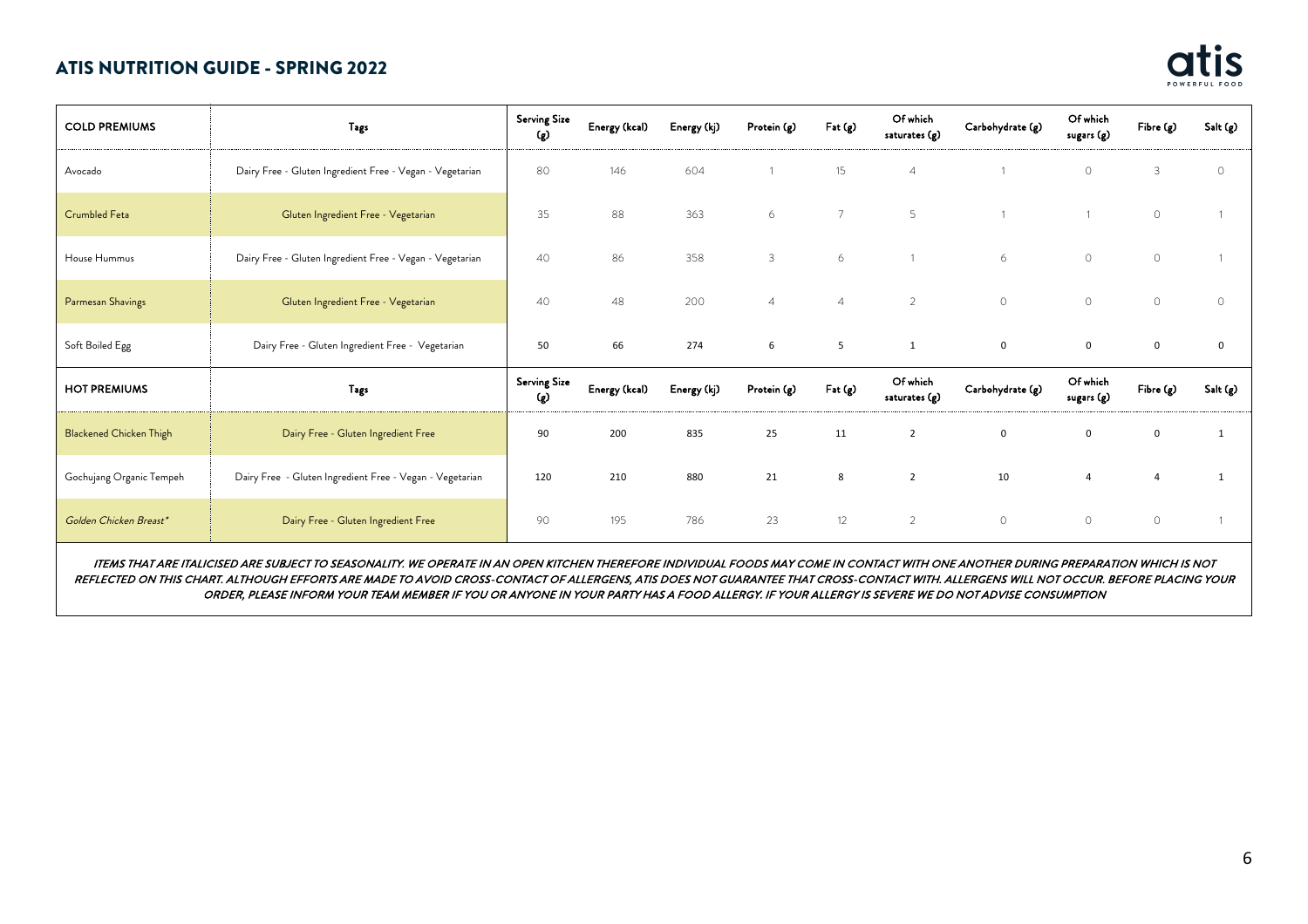## ATIS NUTRITION GUIDE - SPRING 2022

| COLD PREMIUMS | Tags | Serving Size (g) | Energy (kcal) | Energy (kj) | Protein (g) | Fat (g) | Of which saturates (g) | Carbohydrate (g) | Of which sugars (g) | Fibre (g) | Salt (g) |
|---|---|---|---|---|---|---|---|---|---|---|---|
| Avocado | Dairy Free - Gluten Ingredient Free - Vegan - Vegetarian | 80 | 146 | 604 | 1 | 15 | 4 | 1 | 0 | 3 | 0 |
| Crumbled Feta | Gluten Ingredient Free - Vegetarian | 35 | 88 | 363 | 6 | 7 | 5 | 1 | 1 | 0 | 1 |
| House Hummus | Dairy Free - Gluten Ingredient Free - Vegan - Vegetarian | 40 | 86 | 358 | 3 | 6 | 1 | 6 | 0 | 0 | 1 |
| Parmesan Shavings | Gluten Ingredient Free - Vegetarian | 40 | 48 | 200 | 4 | 4 | 2 | 0 | 0 | 0 | 0 |
| Soft Boiled Egg | Dairy Free - Gluten Ingredient Free - Vegetarian | 50 | 66 | 274 | 6 | 5 | 1 | 0 | 0 | 0 | 0 |
| **HOT PREMIUMS** | **Tags** | **Serving Size (g)** | **Energy (kcal)** | **Energy (kj)** | **Protein (g)** | **Fat (g)** | **Of which saturates (g)** | **Carbohydrate (g)** | **Of which sugars (g)** | **Fibre (g)** | **Salt (g)** |
| Blackened Chicken Thigh | Dairy Free - Gluten Ingredient Free | 90 | 200 | 835 | 25 | 11 | 2 | 0 | 0 | 0 | 1 |
| Gochujang Organic Tempeh | Dairy Free - Gluten Ingredient Free - Vegan - Vegetarian | 120 | 210 | 880 | 21 | 8 | 2 | 10 | 4 | 4 | 1 |
| *Golden Chicken Breast** | Dairy Free - Gluten Ingredient Free | 90 | 195 | 786 | 23 | 12 | 2 | 0 | 0 | 0 | 1 |

***ITEMS THAT ARE ITALICISED ARE SUBJECT TO SEASONALITY. WE OPERATE IN AN OPEN KITCHEN THEREFORE INDIVIDUAL FOODS MAY COME IN CONTACT WITH ONE ANOTHER DURING PREPARATION WHICH IS NOT REFLECTED ON THIS CHART. ALTHOUGH EFFORTS ARE MADE TO AVOID CROSS-CONTACT OF ALLERGENS, ATIS DOES NOT GUARANTEE THAT CROSS-CONTACT WITH. ALLERGENS WILL NOT OCCUR. BEFORE PLACING YOUR ORDER, PLEASE INFORM YOUR TEAM MEMBER IF YOU OR ANYONE IN YOUR PARTY HAS A FOOD ALLERGY. IF YOUR ALLERGY IS SEVERE WE DO NOT ADVISE CONSUMPTION***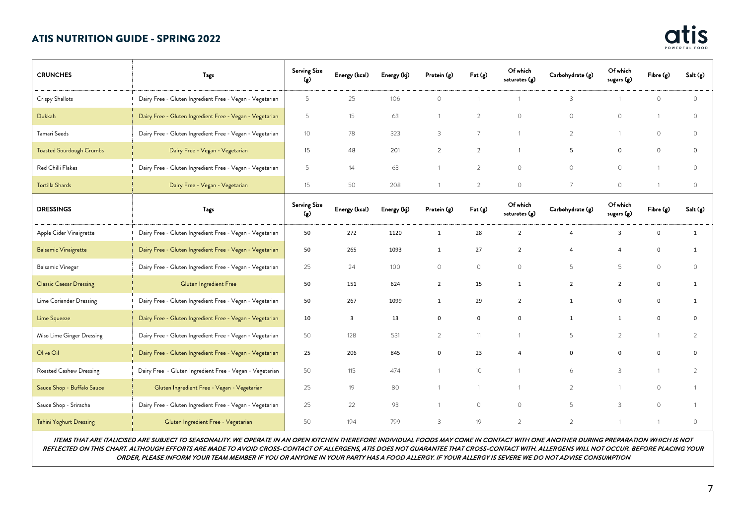# ATIS NUTRITION GUIDE - SPRING 2022

| CRUNCHES | Tags | Serving Size (g) | Energy (kcal) | Energy (kj) | Protein (g) | Fat (g) | Of which saturates (g) | Carbohydrate (g) | Of which sugars (g) | Fibre (g) | Salt (g) |
|---|---|---|---|---|---|---|---|---|---|---|---|
| Crispy Shallots | Dairy Free - Gluten Ingredient Free - Vegan - Vegetarian | 5 | 25 | 106 | 0 | 1 | 1 | 3 | 1 | 0 | 0 |
| Dukkah | Dairy Free - Gluten Ingredient Free - Vegan - Vegetarian | 5 | 15 | 63 | 1 | 2 | 0 | 0 | 0 | 1 | 0 |
| Tamari Seeds | Dairy Free - Gluten Ingredient Free - Vegan - Vegetarian | 10 | 78 | 323 | 3 | 7 | 1 | 2 | 1 | 0 | 0 |
| Toasted Sourdough Crumbs | Dairy Free - Vegan - Vegetarian | 15 | 48 | 201 | 2 | 2 | 1 | 5 | 0 | 0 | 0 |
| Red Chilli Flakes | Dairy Free - Gluten Ingredient Free - Vegan - Vegetarian | 5 | 14 | 63 | 1 | 2 | 0 | 0 | 0 | 1 | 0 |
| Tortilla Shards | Dairy Free - Vegan - Vegetarian | 15 | 50 | 208 | 1 | 2 | 0 | 7 | 0 | 1 | 0 |
| **DRESSINGS** | **Tags** | **Serving Size (g)** | **Energy (kcal)** | **Energy (kj)** | **Protein (g)** | **Fat (g)** | **Of which saturates (g)** | **Carbohydrate (g)** | **Of which sugars (g)** | **Fibre (g)** | **Salt (g)** |
| Apple Cider Vinaigrette | Dairy Free - Gluten Ingredient Free - Vegan - Vegetarian | 50 | 272 | 1120 | 1 | 28 | 2 | 4 | 3 | 0 | 1 |
| Balsamic Vinaigrette | Dairy Free - Gluten Ingredient Free - Vegan - Vegetarian | 50 | 265 | 1093 | 1 | 27 | 2 | 4 | 4 | 0 | 1 |
| Balsamic Vinegar | Dairy Free - Gluten Ingredient Free - Vegan - Vegetarian | 25 | 24 | 100 | 0 | 0 | 0 | 5 | 5 | 0 | 0 |
| Classic Caesar Dressing | Gluten Ingredient Free | 50 | 151 | 624 | 2 | 15 | 1 | 2 | 2 | 0 | 1 |
| Lime Coriander Dressing | Dairy Free - Gluten Ingredient Free - Vegan - Vegetarian | 50 | 267 | 1099 | 1 | 29 | 2 | 1 | 0 | 0 | 1 |
| Lime Squeeze | Dairy Free - Gluten Ingredient Free - Vegan - Vegetarian | 10 | 3 | 13 | 0 | 0 | 0 | 1 | 1 | 0 | 0 |
| Miso Lime Ginger Dressing | Dairy Free - Gluten Ingredient Free - Vegan - Vegetarian | 50 | 128 | 531 | 2 | 11 | 1 | 5 | 2 | 1 | 2 |
| Olive Oil | Dairy Free - Gluten Ingredient Free - Vegan - Vegetarian | 25 | 206 | 845 | 0 | 23 | 4 | 0 | 0 | 0 | 0 |
| Roasted Cashew Dressing | Dairy Free - Gluten Ingredient Free - Vegan - Vegetarian | 50 | 115 | 474 | 1 | 10 | 1 | 6 | 3 | 1 | 2 |
| Sauce Shop - Buffalo Sauce | Gluten Ingredient Free - Vegan - Vegetarian | 25 | 19 | 80 | 1 | 1 | 1 | 2 | 1 | 0 | 1 |
| Sauce Shop - Sriracha | Dairy Free - Gluten Ingredient Free - Vegan - Vegetarian | 25 | 22 | 93 | 1 | 0 | 0 | 5 | 3 | 0 | 1 |
| Tahini Yoghurt Dressing | Gluten Ingredient Free - Vegetarian | 50 | 194 | 799 | 3 | 19 | 2 | 2 | 1 | 1 | 0 |

***ITEMS THAT ARE ITALICISED ARE SUBJECT TO SEASONALITY. WE OPERATE IN AN OPEN KITCHEN THEREFORE INDIVIDUAL FOODS MAY COME IN CONTACT WITH ONE ANOTHER DURING PREPARATION WHICH IS NOT REFLECTED ON THIS CHART. ALTHOUGH EFFORTS ARE MADE TO AVOID CROSS-CONTACT OF ALLERGENS, ATIS DOES NOT GUARANTEE THAT CROSS-CONTACT WITH. ALLERGENS WILL NOT OCCUR. BEFORE PLACING YOUR ORDER, PLEASE INFORM YOUR TEAM MEMBER IF YOU OR ANYONE IN YOUR PARTY HAS A FOOD ALLERGY. IF YOUR ALLERGY IS SEVERE WE DO NOT ADVISE CONSUMPTION***